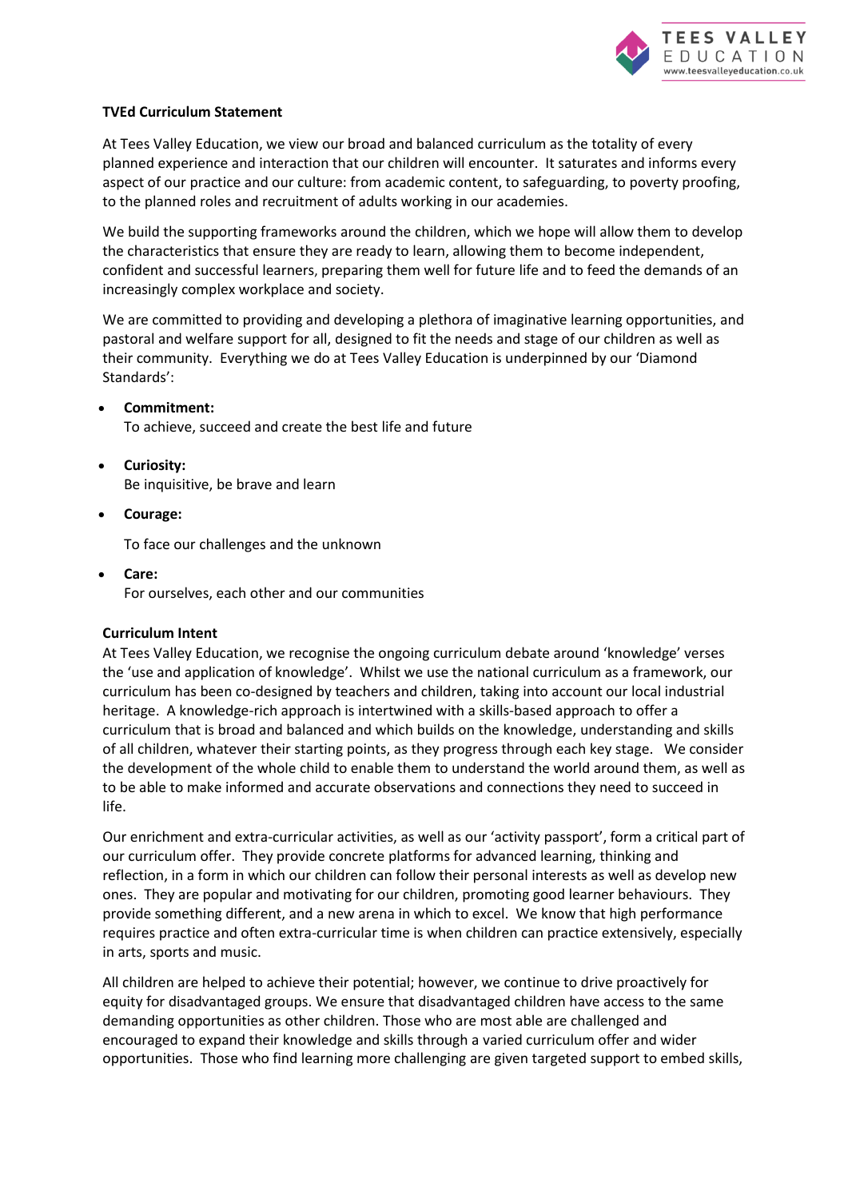**TVEd Curriculum Statement**

At Tees Valley Education, we view our broad and balanced curriculum as the totality of every planned experience and interaction that our children will encounter. It saturates and informs every aspect of our practice and our culture: from academic content, to safeguarding, to poverty proofing, to the planned roles and recruitment of adults working in our academies.

We build the supporting frameworks around the children, which we hope will allow them to develop the characteristics that ensure they are ready to learn, allowing them to become independent, confident and successful learners, preparing them well for future life and to feed the demands of an increasingly complex workplace and society.

We are committed to providing and developing a plethora of imaginative learning opportunities, and pastoral and welfare support for all, designed to fit the needs and stage of our children as well as their community. Everything we do at Tees Valley Education is underpinned by our 'Diamond Standards':

- **Commitment:**
  To achieve, succeed and create the best life and future
- **Curiosity:**
  Be inquisitive, be brave and learn
- **Courage:**
  To face our challenges and the unknown
- **Care:**
  For ourselves, each other and our communities

**Curriculum Intent**

At Tees Valley Education, we recognise the ongoing curriculum debate around 'knowledge' verses the 'use and application of knowledge'. Whilst we use the national curriculum as a framework, our curriculum has been co-designed by teachers and children, taking into account our local industrial heritage. A knowledge-rich approach is intertwined with a skills-based approach to offer a curriculum that is broad and balanced and which builds on the knowledge, understanding and skills of all children, whatever their starting points, as they progress through each key stage. We consider the development of the whole child to enable them to understand the world around them, as well as to be able to make informed and accurate observations and connections they need to succeed in life.

Our enrichment and extra-curricular activities, as well as our 'activity passport', form a critical part of our curriculum offer. They provide concrete platforms for advanced learning, thinking and reflection, in a form in which our children can follow their personal interests as well as develop new ones. They are popular and motivating for our children, promoting good learner behaviours. They provide something different, and a new arena in which to excel. We know that high performance requires practice and often extra-curricular time is when children can practice extensively, especially in arts, sports and music.

All children are helped to achieve their potential; however, we continue to drive proactively for equity for disadvantaged groups. We ensure that disadvantaged children have access to the same demanding opportunities as other children. Those who are most able are challenged and encouraged to expand their knowledge and skills through a varied curriculum offer and wider opportunities. Those who find learning more challenging are given targeted support to embed skills,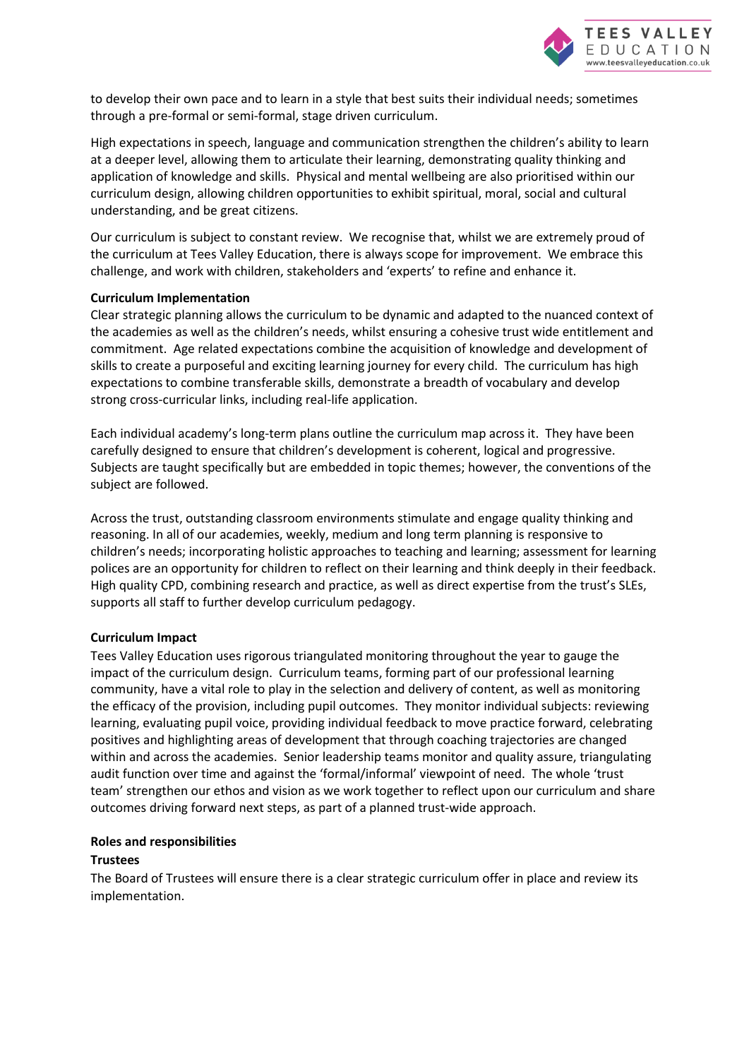to develop their own pace and to learn in a style that best suits their individual needs; sometimes through a pre-formal or semi-formal, stage driven curriculum.

High expectations in speech, language and communication strengthen the children's ability to learn at a deeper level, allowing them to articulate their learning, demonstrating quality thinking and application of knowledge and skills. Physical and mental wellbeing are also prioritised within our curriculum design, allowing children opportunities to exhibit spiritual, moral, social and cultural understanding, and be great citizens.

Our curriculum is subject to constant review. We recognise that, whilst we are extremely proud of the curriculum at Tees Valley Education, there is always scope for improvement. We embrace this challenge, and work with children, stakeholders and 'experts' to refine and enhance it.

**Curriculum Implementation**

Clear strategic planning allows the curriculum to be dynamic and adapted to the nuanced context of the academies as well as the children's needs, whilst ensuring a cohesive trust wide entitlement and commitment. Age related expectations combine the acquisition of knowledge and development of skills to create a purposeful and exciting learning journey for every child. The curriculum has high expectations to combine transferable skills, demonstrate a breadth of vocabulary and develop strong cross-curricular links, including real-life application.

Each individual academy's long-term plans outline the curriculum map across it. They have been carefully designed to ensure that children's development is coherent, logical and progressive. Subjects are taught specifically but are embedded in topic themes; however, the conventions of the subject are followed.

Across the trust, outstanding classroom environments stimulate and engage quality thinking and reasoning. In all of our academies, weekly, medium and long term planning is responsive to children's needs; incorporating holistic approaches to teaching and learning; assessment for learning polices are an opportunity for children to reflect on their learning and think deeply in their feedback. High quality CPD, combining research and practice, as well as direct expertise from the trust's SLEs, supports all staff to further develop curriculum pedagogy.

**Curriculum Impact**

Tees Valley Education uses rigorous triangulated monitoring throughout the year to gauge the impact of the curriculum design. Curriculum teams, forming part of our professional learning community, have a vital role to play in the selection and delivery of content, as well as monitoring the efficacy of the provision, including pupil outcomes. They monitor individual subjects: reviewing learning, evaluating pupil voice, providing individual feedback to move practice forward, celebrating positives and highlighting areas of development that through coaching trajectories are changed within and across the academies. Senior leadership teams monitor and quality assure, triangulating audit function over time and against the 'formal/informal' viewpoint of need. The whole 'trust team' strengthen our ethos and vision as we work together to reflect upon our curriculum and share outcomes driving forward next steps, as part of a planned trust-wide approach.

**Roles and responsibilities**

**Trustees**

The Board of Trustees will ensure there is a clear strategic curriculum offer in place and review its implementation.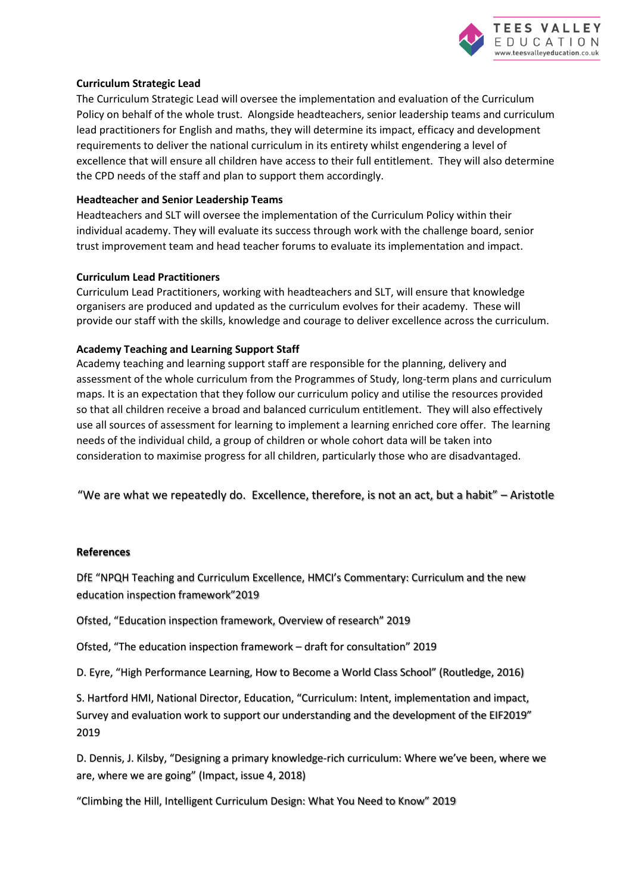**Curriculum Strategic Lead**

The Curriculum Strategic Lead will oversee the implementation and evaluation of the Curriculum Policy on behalf of the whole trust. Alongside headteachers, senior leadership teams and curriculum lead practitioners for English and maths, they will determine its impact, efficacy and development requirements to deliver the national curriculum in its entirety whilst engendering a level of excellence that will ensure all children have access to their full entitlement. They will also determine the CPD needs of the staff and plan to support them accordingly.

**Headteacher and Senior Leadership Teams**

Headteachers and SLT will oversee the implementation of the Curriculum Policy within their individual academy. They will evaluate its success through work with the challenge board, senior trust improvement team and head teacher forums to evaluate its implementation and impact.

**Curriculum Lead Practitioners**

Curriculum Lead Practitioners, working with headteachers and SLT, will ensure that knowledge organisers are produced and updated as the curriculum evolves for their academy. These will provide our staff with the skills, knowledge and courage to deliver excellence across the curriculum.

**Academy Teaching and Learning Support Staff**

Academy teaching and learning support staff are responsible for the planning, delivery and assessment of the whole curriculum from the Programmes of Study, long-term plans and curriculum maps. It is an expectation that they follow our curriculum policy and utilise the resources provided so that all children receive a broad and balanced curriculum entitlement. They will also effectively use all sources of assessment for learning to implement a learning enriched core offer. The learning needs of the individual child, a group of children or whole cohort data will be taken into consideration to maximise progress for all children, particularly those who are disadvantaged.

"We are what we repeatedly do. Excellence, therefore, is not an act, but a habit" – Aristotle

**References**

DfE "NPQH Teaching and Curriculum Excellence, HMCI's Commentary: Curriculum and the new education inspection framework"2019

Ofsted, "Education inspection framework, Overview of research" 2019

Ofsted, "The education inspection framework – draft for consultation" 2019

D. Eyre, "High Performance Learning, How to Become a World Class School" (Routledge, 2016)

S. Hartford HMI, National Director, Education, "Curriculum: Intent, implementation and impact, Survey and evaluation work to support our understanding and the development of the EIF2019" 2019

D. Dennis, J. Kilsby, "Designing a primary knowledge-rich curriculum: Where we've been, where we are, where we are going" (Impact, issue 4, 2018)

"Climbing the Hill, Intelligent Curriculum Design: What You Need to Know" 2019